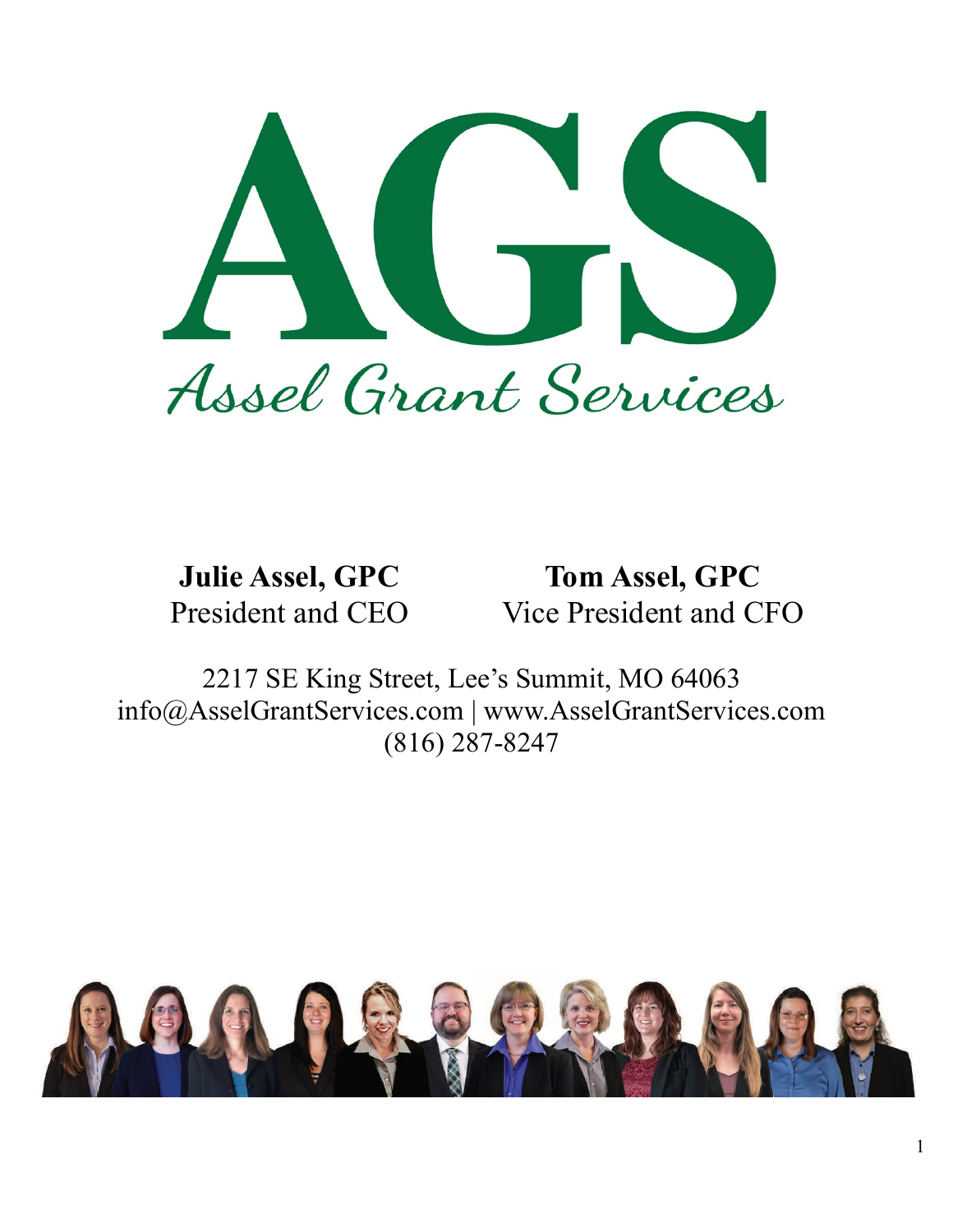# AGS

## Assel Grant Services

**Julie Assel, GPC**
President and CEO

**Tom Assel, GPC**
Vice President and CFO

2217 SE King Street, Lee's Summit, MO 64063
info@AsselGrantServices.com | www.AsselGrantServices.com
(816) 287-8247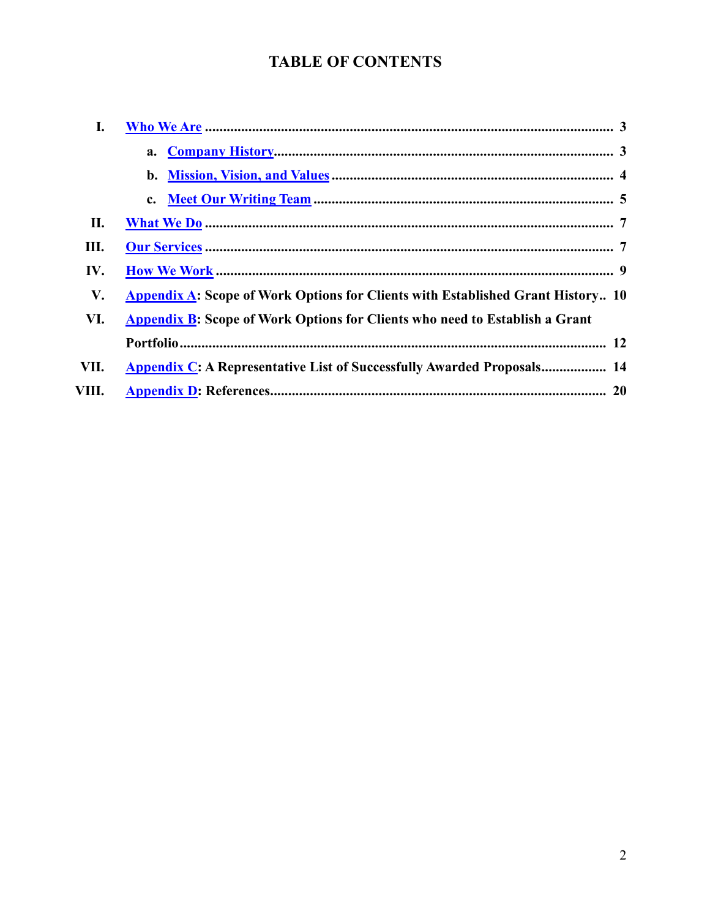# TABLE OF CONTENTS

- **I.** **Who We Are** ............................................................ **3**
  - **a.** **Company History** ............................................... **3**
  - **b.** **Mission, Vision, and Values** ................................. **4**
  - **c.** **Meet Our Writing Team** ........................................ **5**
- **II.** **What We Do** ........................................................... **7**
- **III.** **Our Services** ....................................................... **7**
- **IV.** **How We Work** ...................................................... **9**
- **V.** **Appendix A: Scope of Work Options for Clients with Established Grant History** .. **10**
- **VI.** **Appendix B: Scope of Work Options for Clients who need to Establish a Grant Portfolio** ........ **12**
- **VII.** **Appendix C: A Representative List of Successfully Awarded Proposals** .......... **14**
- **VIII.** **Appendix D: References** ..................................................... **20**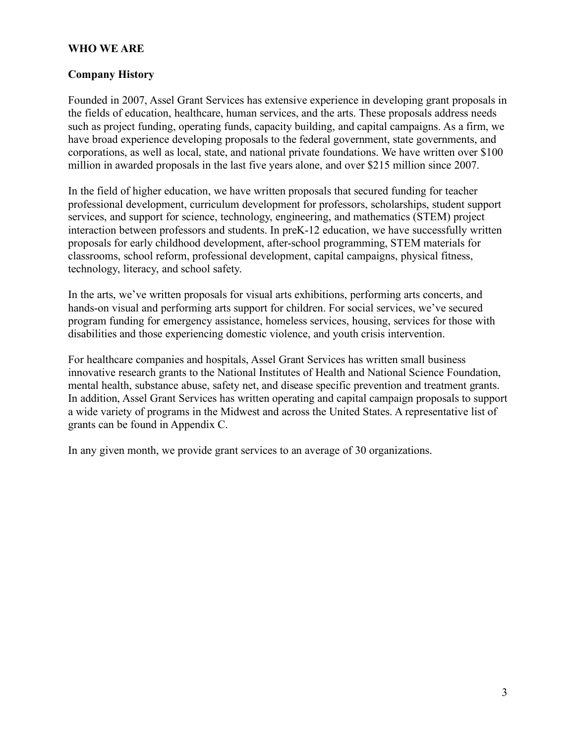## WHO WE ARE

### Company History

Founded in 2007, Assel Grant Services has extensive experience in developing grant proposals in the fields of education, healthcare, human services, and the arts. These proposals address needs such as project funding, operating funds, capacity building, and capital campaigns. As a firm, we have broad experience developing proposals to the federal government, state governments, and corporations, as well as local, state, and national private foundations. We have written over $100 million in awarded proposals in the last five years alone, and over $215 million since 2007.

In the field of higher education, we have written proposals that secured funding for teacher professional development, curriculum development for professors, scholarships, student support services, and support for science, technology, engineering, and mathematics (STEM) project interaction between professors and students. In preK-12 education, we have successfully written proposals for early childhood development, after-school programming, STEM materials for classrooms, school reform, professional development, capital campaigns, physical fitness, technology, literacy, and school safety.

In the arts, we've written proposals for visual arts exhibitions, performing arts concerts, and hands-on visual and performing arts support for children. For social services, we've secured program funding for emergency assistance, homeless services, housing, services for those with disabilities and those experiencing domestic violence, and youth crisis intervention.

For healthcare companies and hospitals, Assel Grant Services has written small business innovative research grants to the National Institutes of Health and National Science Foundation, mental health, substance abuse, safety net, and disease specific prevention and treatment grants. In addition, Assel Grant Services has written operating and capital campaign proposals to support a wide variety of programs in the Midwest and across the United States. A representative list of grants can be found in Appendix C.

In any given month, we provide grant services to an average of 30 organizations.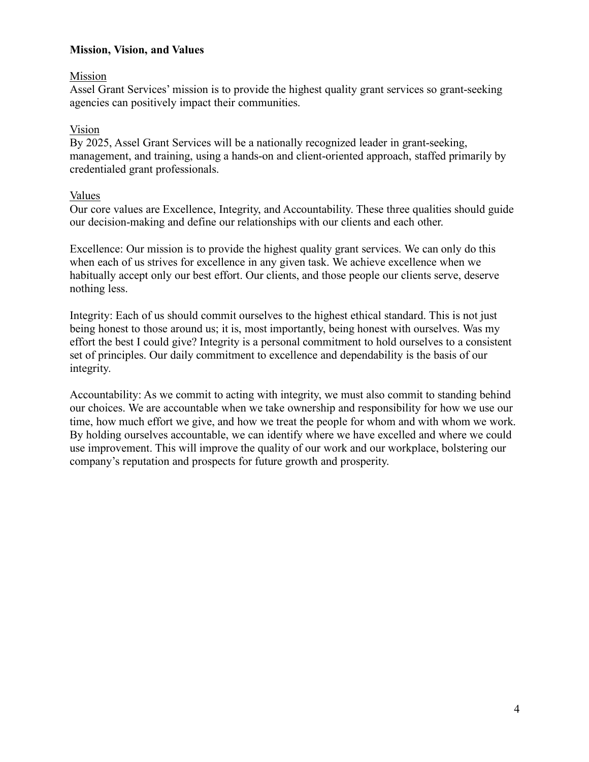## Mission, Vision, and Values

### Mission

Assel Grant Services' mission is to provide the highest quality grant services so grant-seeking agencies can positively impact their communities.

### Vision

By 2025, Assel Grant Services will be a nationally recognized leader in grant-seeking, management, and training, using a hands-on and client-oriented approach, staffed primarily by credentialed grant professionals.

### Values

Our core values are Excellence, Integrity, and Accountability. These three qualities should guide our decision-making and define our relationships with our clients and each other.

Excellence: Our mission is to provide the highest quality grant services. We can only do this when each of us strives for excellence in any given task. We achieve excellence when we habitually accept only our best effort. Our clients, and those people our clients serve, deserve nothing less.

Integrity: Each of us should commit ourselves to the highest ethical standard. This is not just being honest to those around us; it is, most importantly, being honest with ourselves. Was my effort the best I could give? Integrity is a personal commitment to hold ourselves to a consistent set of principles. Our daily commitment to excellence and dependability is the basis of our integrity.

Accountability: As we commit to acting with integrity, we must also commit to standing behind our choices. We are accountable when we take ownership and responsibility for how we use our time, how much effort we give, and how we treat the people for whom and with whom we work. By holding ourselves accountable, we can identify where we have excelled and where we could use improvement. This will improve the quality of our work and our workplace, bolstering our company's reputation and prospects for future growth and prosperity.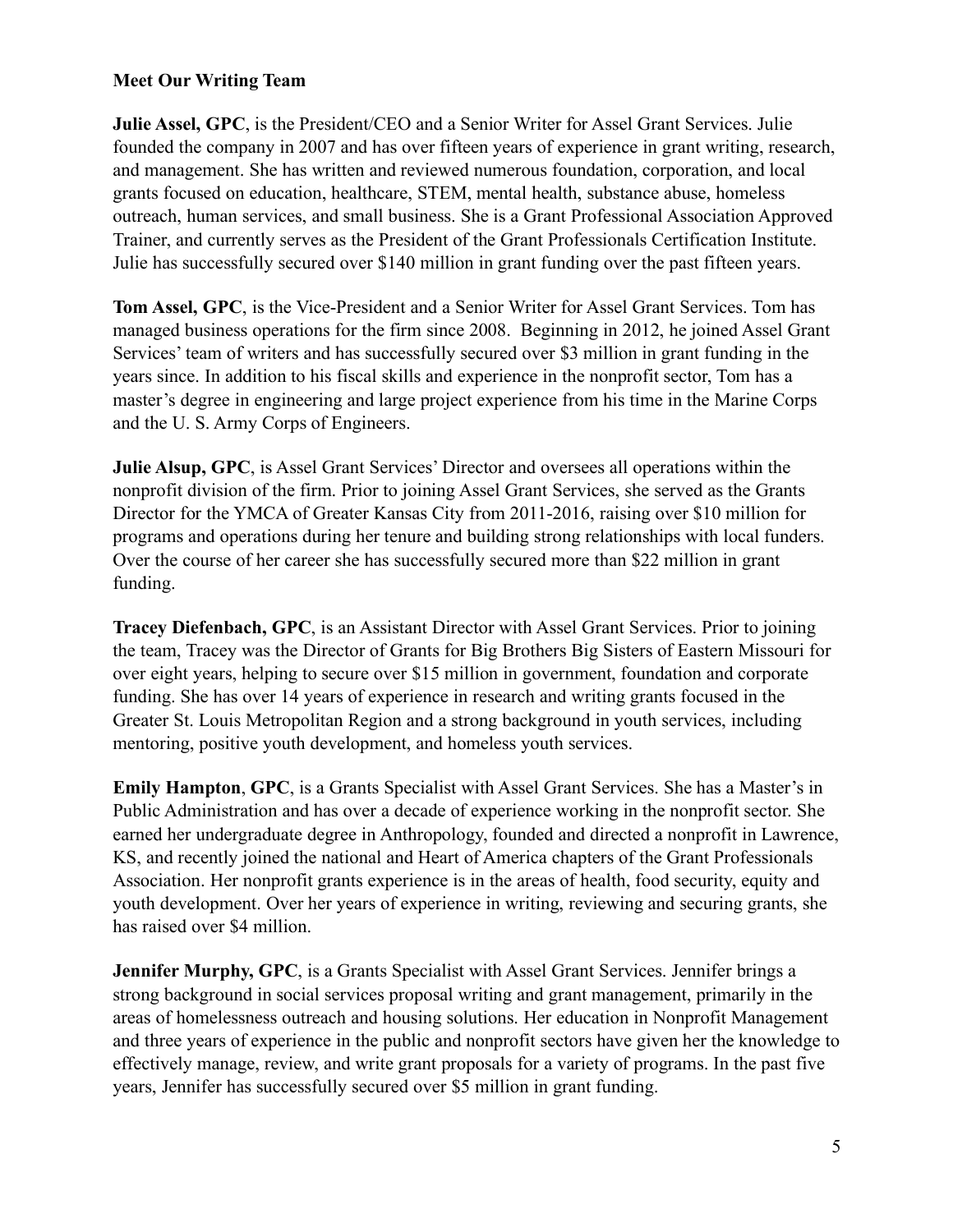**Meet Our Writing Team**

**Julie Assel, GPC**, is the President/CEO and a Senior Writer for Assel Grant Services. Julie founded the company in 2007 and has over fifteen years of experience in grant writing, research, and management. She has written and reviewed numerous foundation, corporation, and local grants focused on education, healthcare, STEM, mental health, substance abuse, homeless outreach, human services, and small business. She is a Grant Professional Association Approved Trainer, and currently serves as the President of the Grant Professionals Certification Institute. Julie has successfully secured over $140 million in grant funding over the past fifteen years.

**Tom Assel, GPC**, is the Vice-President and a Senior Writer for Assel Grant Services. Tom has managed business operations for the firm since 2008. Beginning in 2012, he joined Assel Grant Services' team of writers and has successfully secured over $3 million in grant funding in the years since. In addition to his fiscal skills and experience in the nonprofit sector, Tom has a master's degree in engineering and large project experience from his time in the Marine Corps and the U. S. Army Corps of Engineers.

**Julie Alsup, GPC**, is Assel Grant Services' Director and oversees all operations within the nonprofit division of the firm. Prior to joining Assel Grant Services, she served as the Grants Director for the YMCA of Greater Kansas City from 2011-2016, raising over $10 million for programs and operations during her tenure and building strong relationships with local funders. Over the course of her career she has successfully secured more than $22 million in grant funding.

**Tracey Diefenbach, GPC**, is an Assistant Director with Assel Grant Services. Prior to joining the team, Tracey was the Director of Grants for Big Brothers Big Sisters of Eastern Missouri for over eight years, helping to secure over $15 million in government, foundation and corporate funding. She has over 14 years of experience in research and writing grants focused in the Greater St. Louis Metropolitan Region and a strong background in youth services, including mentoring, positive youth development, and homeless youth services.

**Emily Hampton**, **GPC**, is a Grants Specialist with Assel Grant Services. She has a Master's in Public Administration and has over a decade of experience working in the nonprofit sector. She earned her undergraduate degree in Anthropology, founded and directed a nonprofit in Lawrence, KS, and recently joined the national and Heart of America chapters of the Grant Professionals Association. Her nonprofit grants experience is in the areas of health, food security, equity and youth development. Over her years of experience in writing, reviewing and securing grants, she has raised over $4 million.

**Jennifer Murphy, GPC**, is a Grants Specialist with Assel Grant Services. Jennifer brings a strong background in social services proposal writing and grant management, primarily in the areas of homelessness outreach and housing solutions. Her education in Nonprofit Management and three years of experience in the public and nonprofit sectors have given her the knowledge to effectively manage, review, and write grant proposals for a variety of programs. In the past five years, Jennifer has successfully secured over $5 million in grant funding.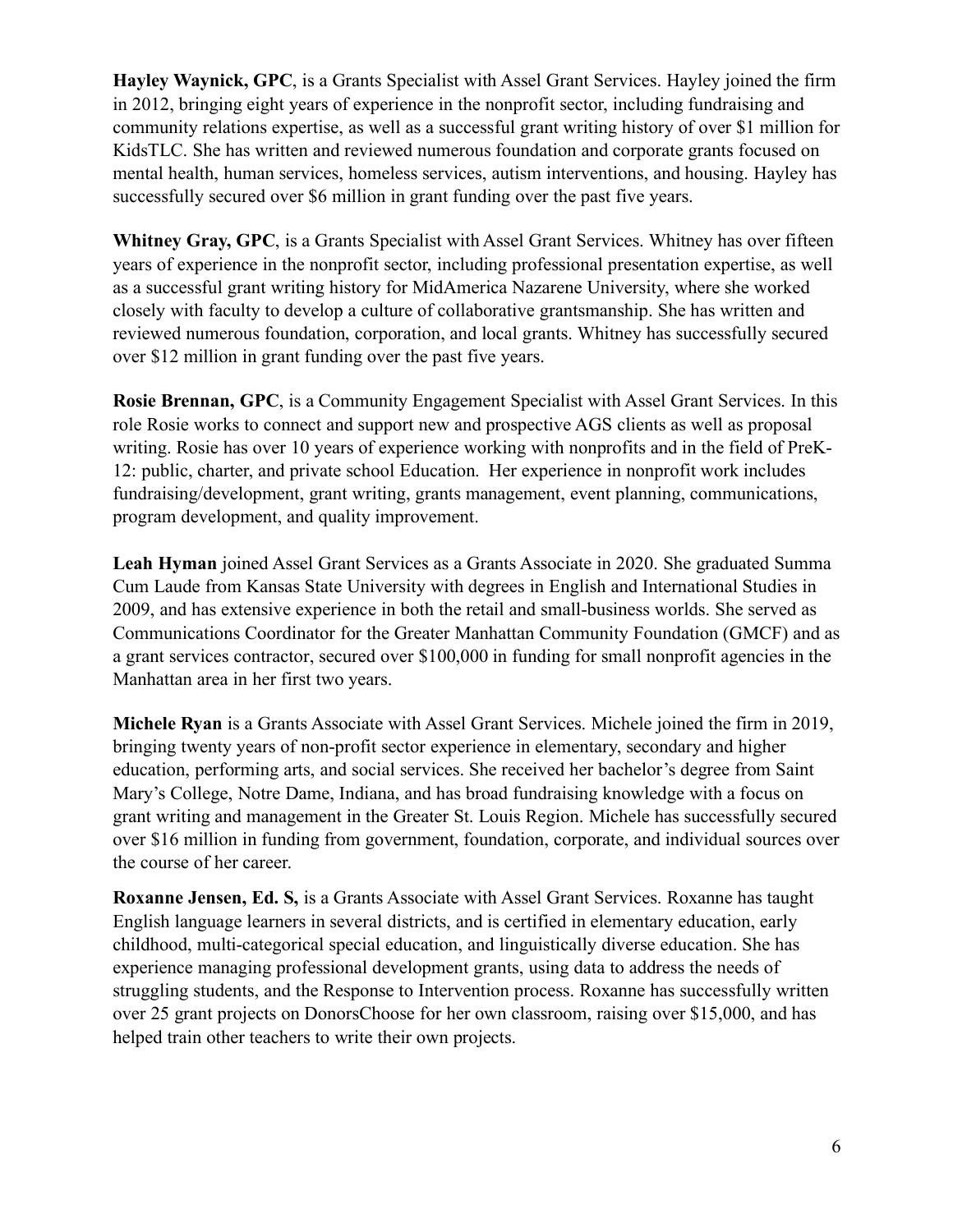**Hayley Waynick, GPC**, is a Grants Specialist with Assel Grant Services. Hayley joined the firm in 2012, bringing eight years of experience in the nonprofit sector, including fundraising and community relations expertise, as well as a successful grant writing history of over $1 million for KidsTLC. She has written and reviewed numerous foundation and corporate grants focused on mental health, human services, homeless services, autism interventions, and housing. Hayley has successfully secured over $6 million in grant funding over the past five years.

**Whitney Gray, GPC**, is a Grants Specialist with Assel Grant Services. Whitney has over fifteen years of experience in the nonprofit sector, including professional presentation expertise, as well as a successful grant writing history for MidAmerica Nazarene University, where she worked closely with faculty to develop a culture of collaborative grantsmanship. She has written and reviewed numerous foundation, corporation, and local grants. Whitney has successfully secured over $12 million in grant funding over the past five years.

**Rosie Brennan, GPC**, is a Community Engagement Specialist with Assel Grant Services. In this role Rosie works to connect and support new and prospective AGS clients as well as proposal writing. Rosie has over 10 years of experience working with nonprofits and in the field of PreK-12: public, charter, and private school Education. Her experience in nonprofit work includes fundraising/development, grant writing, grants management, event planning, communications, program development, and quality improvement.

**Leah Hyman** joined Assel Grant Services as a Grants Associate in 2020. She graduated Summa Cum Laude from Kansas State University with degrees in English and International Studies in 2009, and has extensive experience in both the retail and small-business worlds. She served as Communications Coordinator for the Greater Manhattan Community Foundation (GMCF) and as a grant services contractor, secured over $100,000 in funding for small nonprofit agencies in the Manhattan area in her first two years.

**Michele Ryan** is a Grants Associate with Assel Grant Services. Michele joined the firm in 2019, bringing twenty years of non-profit sector experience in elementary, secondary and higher education, performing arts, and social services. She received her bachelor's degree from Saint Mary's College, Notre Dame, Indiana, and has broad fundraising knowledge with a focus on grant writing and management in the Greater St. Louis Region. Michele has successfully secured over $16 million in funding from government, foundation, corporate, and individual sources over the course of her career.

**Roxanne Jensen, Ed. S,** is a Grants Associate with Assel Grant Services. Roxanne has taught English language learners in several districts, and is certified in elementary education, early childhood, multi-categorical special education, and linguistically diverse education. She has experience managing professional development grants, using data to address the needs of struggling students, and the Response to Intervention process. Roxanne has successfully written over 25 grant projects on DonorsChoose for her own classroom, raising over $15,000, and has helped train other teachers to write their own projects.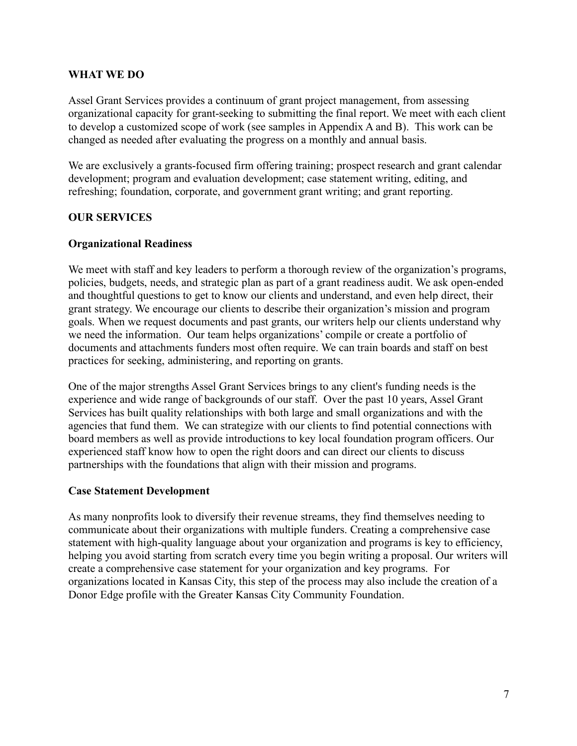## WHAT WE DO

Assel Grant Services provides a continuum of grant project management, from assessing organizational capacity for grant-seeking to submitting the final report. We meet with each client to develop a customized scope of work (see samples in Appendix A and B). This work can be changed as needed after evaluating the progress on a monthly and annual basis.

We are exclusively a grants-focused firm offering training; prospect research and grant calendar development; program and evaluation development; case statement writing, editing, and refreshing; foundation, corporate, and government grant writing; and grant reporting.

## OUR SERVICES

### Organizational Readiness

We meet with staff and key leaders to perform a thorough review of the organization's programs, policies, budgets, needs, and strategic plan as part of a grant readiness audit. We ask open-ended and thoughtful questions to get to know our clients and understand, and even help direct, their grant strategy. We encourage our clients to describe their organization's mission and program goals. When we request documents and past grants, our writers help our clients understand why we need the information. Our team helps organizations' compile or create a portfolio of documents and attachments funders most often require. We can train boards and staff on best practices for seeking, administering, and reporting on grants.

One of the major strengths Assel Grant Services brings to any client's funding needs is the experience and wide range of backgrounds of our staff. Over the past 10 years, Assel Grant Services has built quality relationships with both large and small organizations and with the agencies that fund them. We can strategize with our clients to find potential connections with board members as well as provide introductions to key local foundation program officers. Our experienced staff know how to open the right doors and can direct our clients to discuss partnerships with the foundations that align with their mission and programs.

### Case Statement Development

As many nonprofits look to diversify their revenue streams, they find themselves needing to communicate about their organizations with multiple funders. Creating a comprehensive case statement with high-quality language about your organization and programs is key to efficiency, helping you avoid starting from scratch every time you begin writing a proposal. Our writers will create a comprehensive case statement for your organization and key programs. For organizations located in Kansas City, this step of the process may also include the creation of a Donor Edge profile with the Greater Kansas City Community Foundation.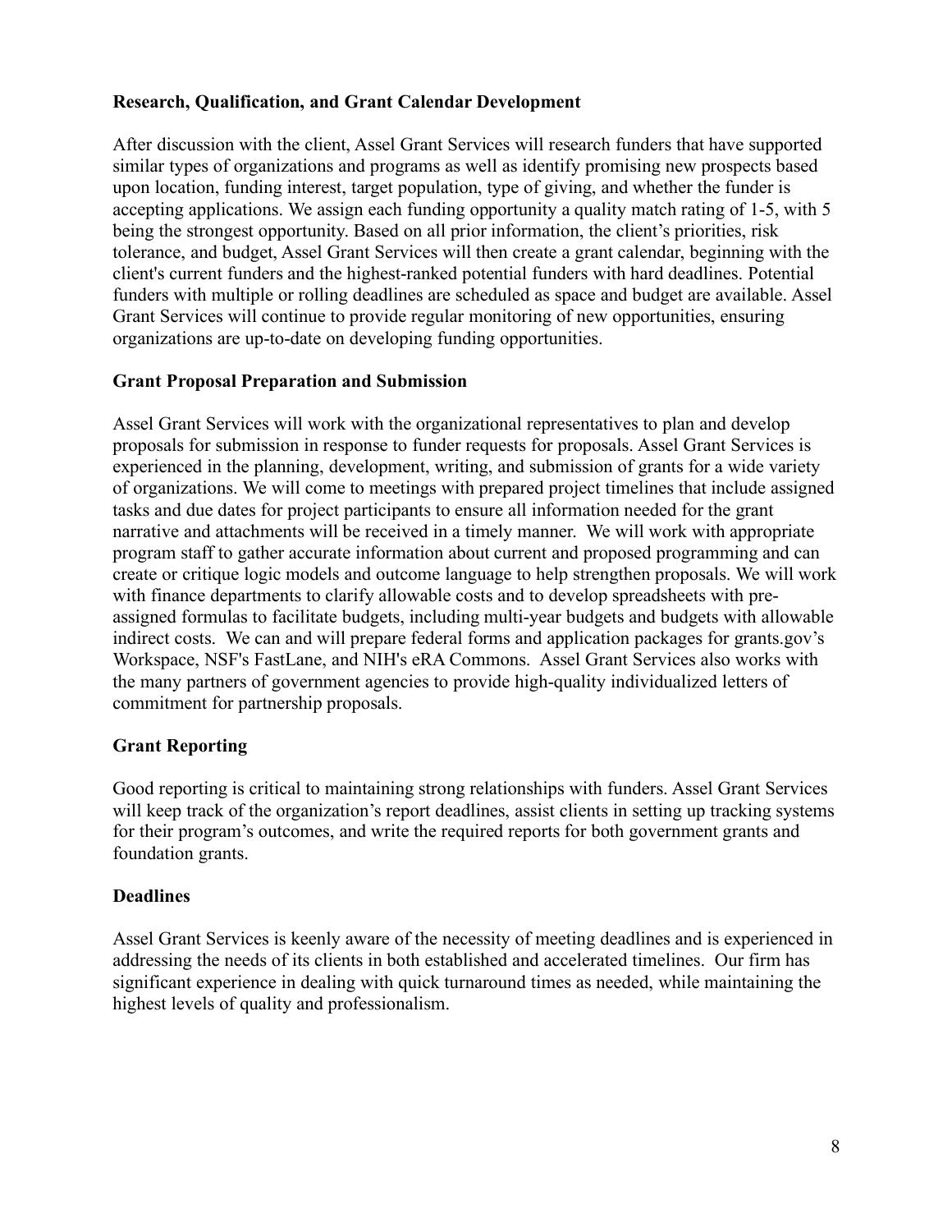**Research, Qualification, and Grant Calendar Development**

After discussion with the client, Assel Grant Services will research funders that have supported similar types of organizations and programs as well as identify promising new prospects based upon location, funding interest, target population, type of giving, and whether the funder is accepting applications. We assign each funding opportunity a quality match rating of 1-5, with 5 being the strongest opportunity. Based on all prior information, the client's priorities, risk tolerance, and budget, Assel Grant Services will then create a grant calendar, beginning with the client's current funders and the highest-ranked potential funders with hard deadlines. Potential funders with multiple or rolling deadlines are scheduled as space and budget are available. Assel Grant Services will continue to provide regular monitoring of new opportunities, ensuring organizations are up-to-date on developing funding opportunities.

**Grant Proposal Preparation and Submission**

Assel Grant Services will work with the organizational representatives to plan and develop proposals for submission in response to funder requests for proposals. Assel Grant Services is experienced in the planning, development, writing, and submission of grants for a wide variety of organizations. We will come to meetings with prepared project timelines that include assigned tasks and due dates for project participants to ensure all information needed for the grant narrative and attachments will be received in a timely manner. We will work with appropriate program staff to gather accurate information about current and proposed programming and can create or critique logic models and outcome language to help strengthen proposals. We will work with finance departments to clarify allowable costs and to develop spreadsheets with pre-assigned formulas to facilitate budgets, including multi-year budgets and budgets with allowable indirect costs. We can and will prepare federal forms and application packages for grants.gov's Workspace, NSF's FastLane, and NIH's eRA Commons. Assel Grant Services also works with the many partners of government agencies to provide high-quality individualized letters of commitment for partnership proposals.

**Grant Reporting**

Good reporting is critical to maintaining strong relationships with funders. Assel Grant Services will keep track of the organization's report deadlines, assist clients in setting up tracking systems for their program's outcomes, and write the required reports for both government grants and foundation grants.

**Deadlines**

Assel Grant Services is keenly aware of the necessity of meeting deadlines and is experienced in addressing the needs of its clients in both established and accelerated timelines. Our firm has significant experience in dealing with quick turnaround times as needed, while maintaining the highest levels of quality and professionalism.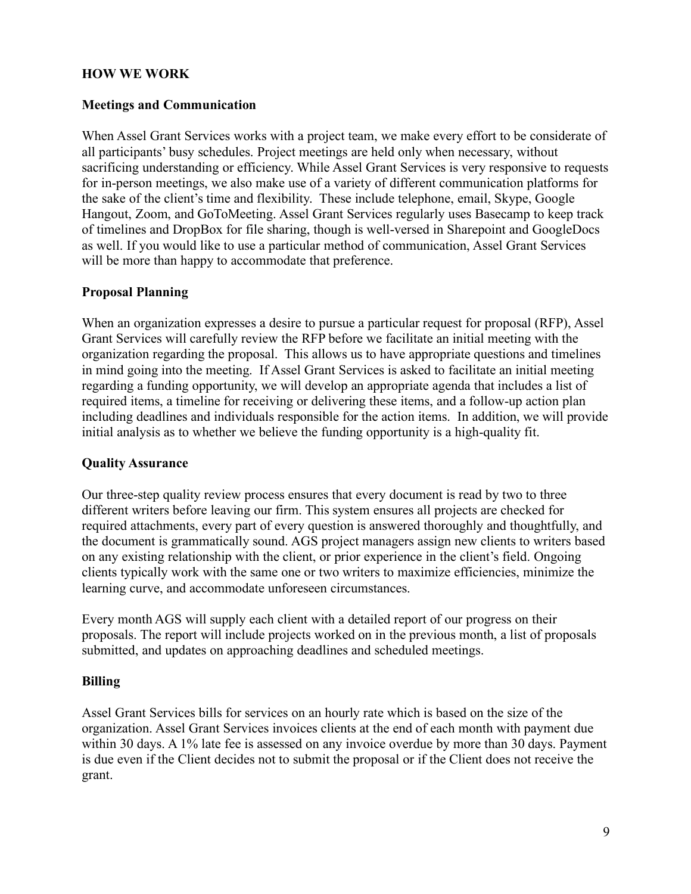## HOW WE WORK

### Meetings and Communication

When Assel Grant Services works with a project team, we make every effort to be considerate of all participants' busy schedules. Project meetings are held only when necessary, without sacrificing understanding or efficiency. While Assel Grant Services is very responsive to requests for in-person meetings, we also make use of a variety of different communication platforms for the sake of the client's time and flexibility. These include telephone, email, Skype, Google Hangout, Zoom, and GoToMeeting. Assel Grant Services regularly uses Basecamp to keep track of timelines and DropBox for file sharing, though is well-versed in Sharepoint and GoogleDocs as well. If you would like to use a particular method of communication, Assel Grant Services will be more than happy to accommodate that preference.

### Proposal Planning

When an organization expresses a desire to pursue a particular request for proposal (RFP), Assel Grant Services will carefully review the RFP before we facilitate an initial meeting with the organization regarding the proposal. This allows us to have appropriate questions and timelines in mind going into the meeting. If Assel Grant Services is asked to facilitate an initial meeting regarding a funding opportunity, we will develop an appropriate agenda that includes a list of required items, a timeline for receiving or delivering these items, and a follow-up action plan including deadlines and individuals responsible for the action items. In addition, we will provide initial analysis as to whether we believe the funding opportunity is a high-quality fit.

### Quality Assurance

Our three-step quality review process ensures that every document is read by two to three different writers before leaving our firm. This system ensures all projects are checked for required attachments, every part of every question is answered thoroughly and thoughtfully, and the document is grammatically sound. AGS project managers assign new clients to writers based on any existing relationship with the client, or prior experience in the client's field. Ongoing clients typically work with the same one or two writers to maximize efficiencies, minimize the learning curve, and accommodate unforeseen circumstances.

Every month AGS will supply each client with a detailed report of our progress on their proposals. The report will include projects worked on in the previous month, a list of proposals submitted, and updates on approaching deadlines and scheduled meetings.

### Billing

Assel Grant Services bills for services on an hourly rate which is based on the size of the organization. Assel Grant Services invoices clients at the end of each month with payment due within 30 days. A 1% late fee is assessed on any invoice overdue by more than 30 days. Payment is due even if the Client decides not to submit the proposal or if the Client does not receive the grant.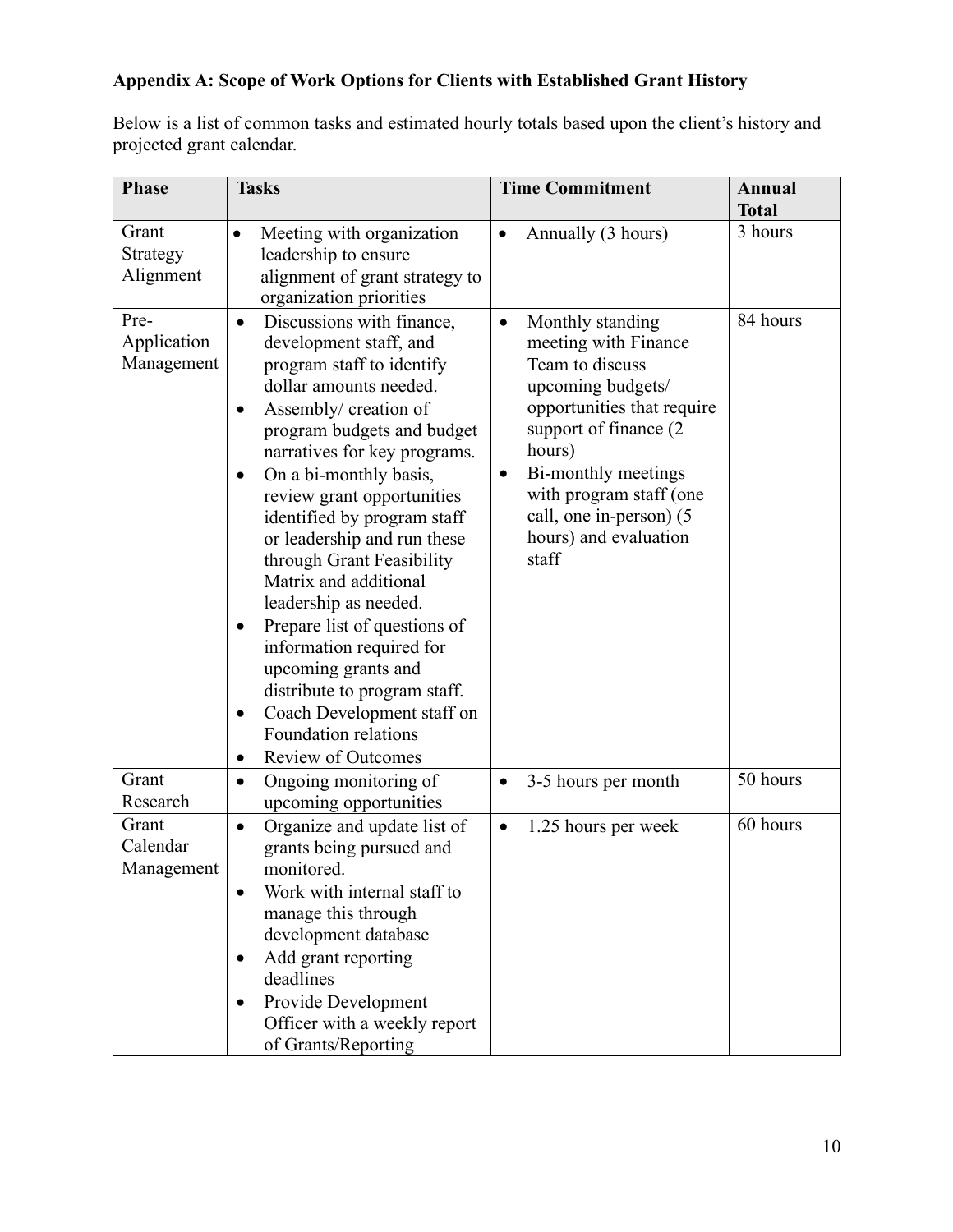**Appendix A: Scope of Work Options for Clients with Established Grant History**

Below is a list of common tasks and estimated hourly totals based upon the client's history and projected grant calendar.

| Phase | Tasks | Time Commitment | Annual Total |
|---|---|---|---|
| Grant Strategy Alignment | • Meeting with organization leadership to ensure alignment of grant strategy to organization priorities | • Annually (3 hours) | 3 hours |
| Pre-Application Management | • Discussions with finance, development staff, and program staff to identify dollar amounts needed.<br>• Assembly/ creation of program budgets and budget narratives for key programs.<br>• On a bi-monthly basis, review grant opportunities identified by program staff or leadership and run these through Grant Feasibility Matrix and additional leadership as needed.<br>• Prepare list of questions of information required for upcoming grants and distribute to program staff.<br>• Coach Development staff on Foundation relations<br>• Review of Outcomes | • Monthly standing meeting with Finance Team to discuss upcoming budgets/ opportunities that require support of finance (2 hours)<br>• Bi-monthly meetings with program staff (one call, one in-person) (5 hours) and evaluation staff | 84 hours |
| Grant Research | • Ongoing monitoring of upcoming opportunities | • 3-5 hours per month | 50 hours |
| Grant Calendar Management | • Organize and update list of grants being pursued and monitored.<br>• Work with internal staff to manage this through development database<br>• Add grant reporting deadlines<br>• Provide Development Officer with a weekly report of Grants/Reporting | • 1.25 hours per week | 60 hours |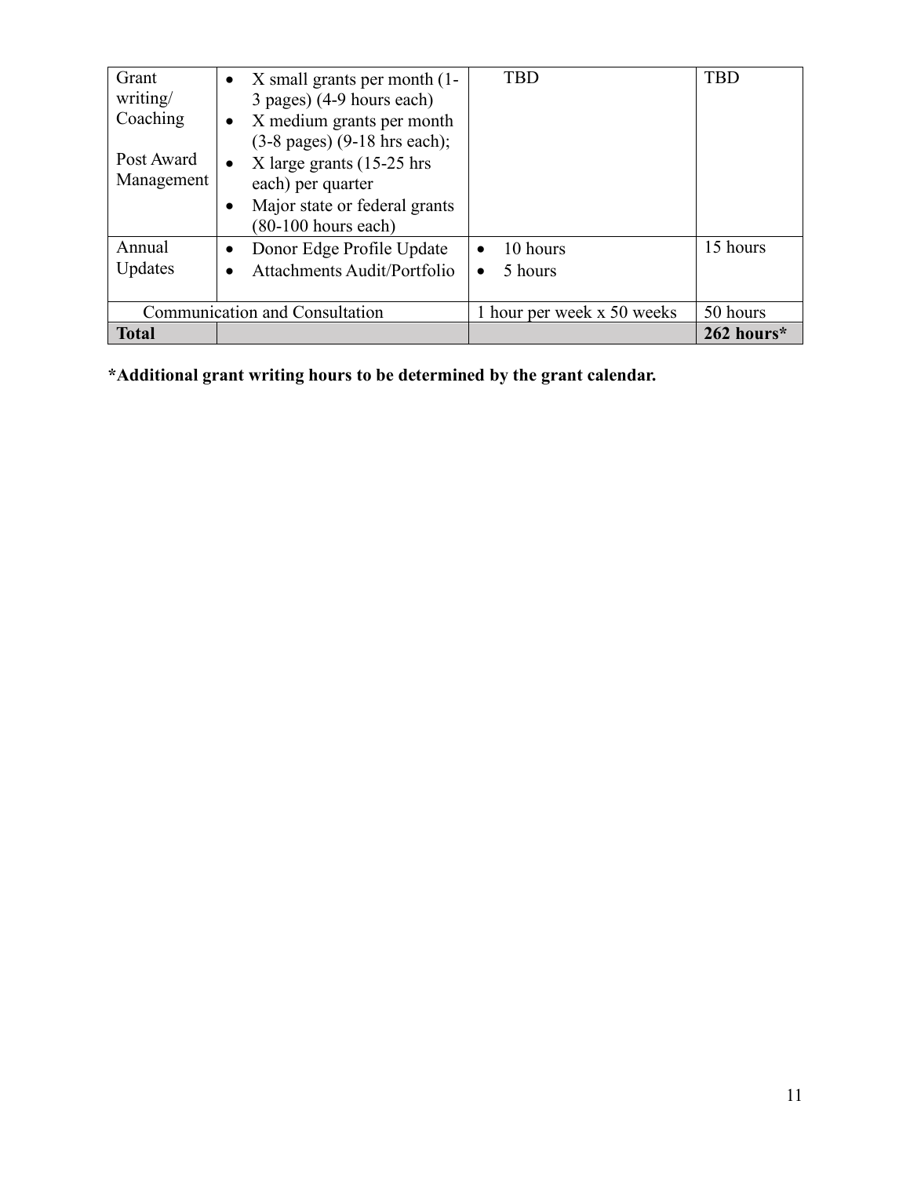| | | | |
|---|---|---|---|
| Grant writing/ Coaching<br><br>Post Award Management | • X small grants per month (1-3 pages) (4-9 hours each)<br>• X medium grants per month (3-8 pages) (9-18 hrs each);<br>• X large grants (15-25 hrs each) per quarter<br>• Major state or federal grants (80-100 hours each) | TBD | TBD |
| Annual Updates | • Donor Edge Profile Update<br>• Attachments Audit/Portfolio | • 10 hours<br>• 5 hours | 15 hours |
| Communication and Consultation | | 1 hour per week x 50 weeks | 50 hours |
| **Total** | | | **262 hours*** |

**\*Additional grant writing hours to be determined by the grant calendar.**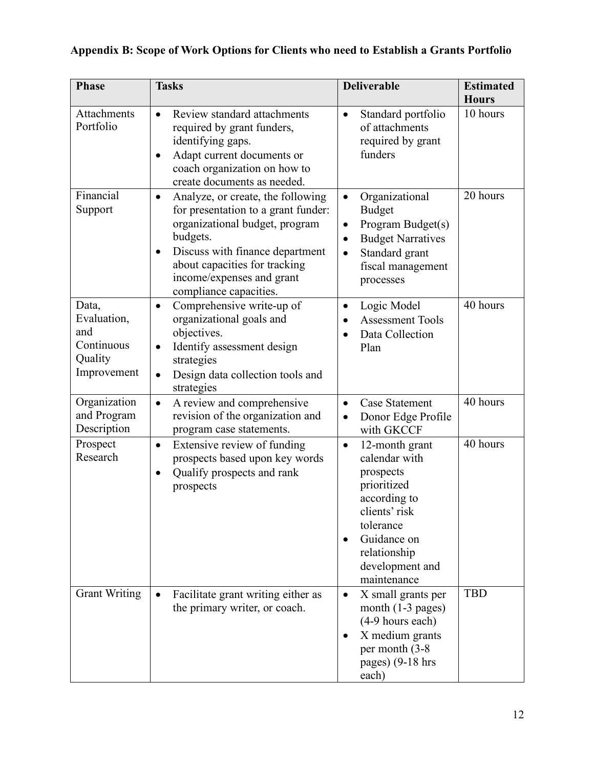**Appendix B: Scope of Work Options for Clients who need to Establish a Grants Portfolio**

| Phase | Tasks | Deliverable | Estimated Hours |
| --- | --- | --- | --- |
| Attachments Portfolio | • Review standard attachments required by grant funders, identifying gaps.<br>• Adapt current documents or coach organization on how to create documents as needed. | • Standard portfolio of attachments required by grant funders | 10 hours |
| Financial Support | • Analyze, or create, the following for presentation to a grant funder: organizational budget, program budgets.<br>• Discuss with finance department about capacities for tracking income/expenses and grant compliance capacities. | • Organizational Budget<br>• Program Budget(s)<br>• Budget Narratives<br>• Standard grant fiscal management processes | 20 hours |
| Data, Evaluation, and Continuous Quality Improvement | • Comprehensive write-up of organizational goals and objectives.<br>• Identify assessment design strategies<br>• Design data collection tools and strategies | • Logic Model<br>• Assessment Tools<br>• Data Collection Plan | 40 hours |
| Organization and Program Description | • A review and comprehensive revision of the organization and program case statements. | • Case Statement<br>• Donor Edge Profile with GKCCF | 40 hours |
| Prospect Research | • Extensive review of funding prospects based upon key words<br>• Qualify prospects and rank prospects | • 12-month grant calendar with prospects prioritized according to clients' risk tolerance<br>• Guidance on relationship development and maintenance | 40 hours |
| Grant Writing | • Facilitate grant writing either as the primary writer, or coach. | • X small grants per month (1-3 pages) (4-9 hours each)<br>• X medium grants per month (3-8 pages) (9-18 hrs each) | TBD |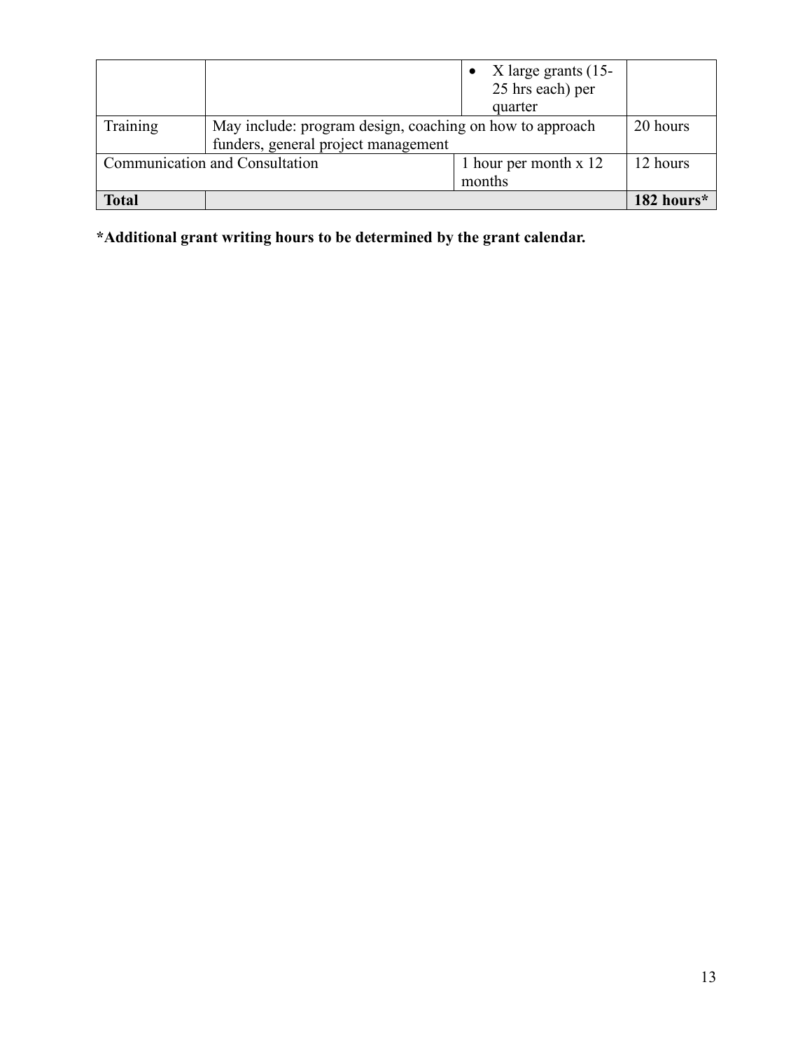| | | | |
|---|---|---|---|
| | | • X large grants (15-25 hrs each) per quarter | |
| Training | May include: program design, coaching on how to approach funders, general project management | | 20 hours |
| Communication and Consultation | | 1 hour per month x 12 months | 12 hours |
| **Total** | | | **182 hours*** |

**\*Additional grant writing hours to be determined by the grant calendar.**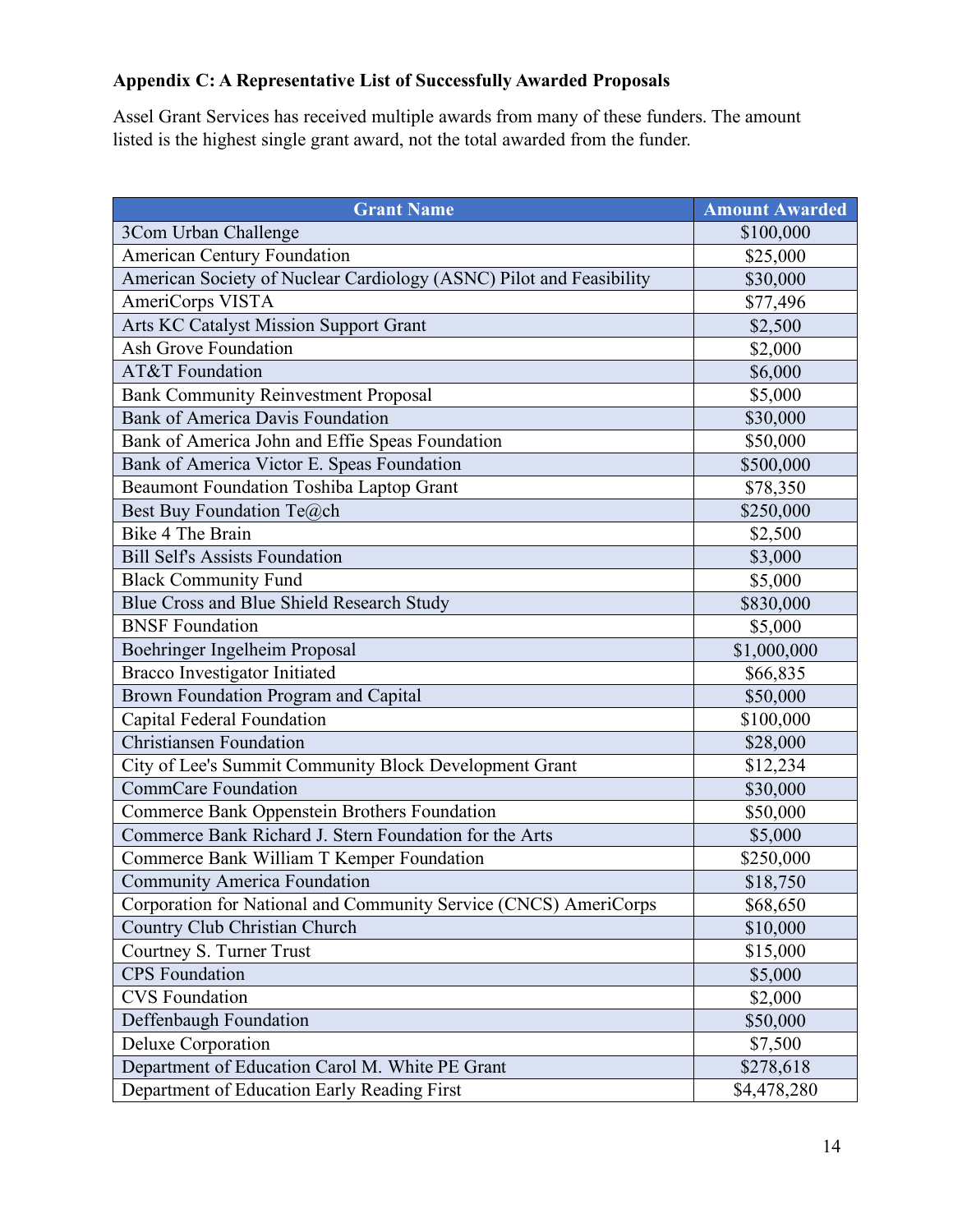**Appendix C: A Representative List of Successfully Awarded Proposals**

Assel Grant Services has received multiple awards from many of these funders. The amount listed is the highest single grant award, not the total awarded from the funder.

| Grant Name | Amount Awarded |
|---|---|
| 3Com Urban Challenge | $100,000 |
| American Century Foundation | $25,000 |
| American Society of Nuclear Cardiology (ASNC) Pilot and Feasibility | $30,000 |
| AmeriCorps VISTA | $77,496 |
| Arts KC Catalyst Mission Support Grant | $2,500 |
| Ash Grove Foundation | $2,000 |
| AT&T Foundation | $6,000 |
| Bank Community Reinvestment Proposal | $5,000 |
| Bank of America Davis Foundation | $30,000 |
| Bank of America John and Effie Speas Foundation | $50,000 |
| Bank of America Victor E. Speas Foundation | $500,000 |
| Beaumont Foundation Toshiba Laptop Grant | $78,350 |
| Best Buy Foundation Te@ch | $250,000 |
| Bike 4 The Brain | $2,500 |
| Bill Self's Assists Foundation | $3,000 |
| Black Community Fund | $5,000 |
| Blue Cross and Blue Shield Research Study | $830,000 |
| BNSF Foundation | $5,000 |
| Boehringer Ingelheim Proposal | $1,000,000 |
| Bracco Investigator Initiated | $66,835 |
| Brown Foundation Program and Capital | $50,000 |
| Capital Federal Foundation | $100,000 |
| Christiansen Foundation | $28,000 |
| City of Lee's Summit Community Block Development Grant | $12,234 |
| CommCare Foundation | $30,000 |
| Commerce Bank Oppenstein Brothers Foundation | $50,000 |
| Commerce Bank Richard J. Stern Foundation for the Arts | $5,000 |
| Commerce Bank William T Kemper Foundation | $250,000 |
| Community America Foundation | $18,750 |
| Corporation for National and Community Service (CNCS) AmeriCorps | $68,650 |
| Country Club Christian Church | $10,000 |
| Courtney S. Turner Trust | $15,000 |
| CPS Foundation | $5,000 |
| CVS Foundation | $2,000 |
| Deffenbaugh Foundation | $50,000 |
| Deluxe Corporation | $7,500 |
| Department of Education Carol M. White PE Grant | $278,618 |
| Department of Education Early Reading First | $4,478,280 |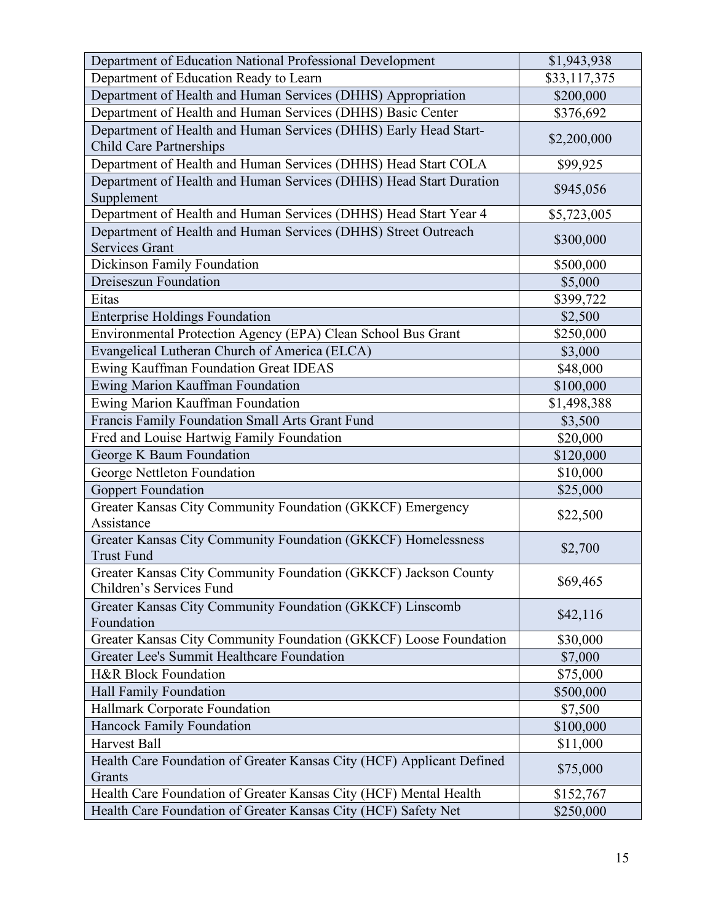| | |
|---|---|
| Department of Education National Professional Development | $1,943,938 |
| Department of Education Ready to Learn | $33,117,375 |
| Department of Health and Human Services (DHHS) Appropriation | $200,000 |
| Department of Health and Human Services (DHHS) Basic Center | $376,692 |
| Department of Health and Human Services (DHHS) Early Head Start-Child Care Partnerships | $2,200,000 |
| Department of Health and Human Services (DHHS) Head Start COLA | $99,925 |
| Department of Health and Human Services (DHHS) Head Start Duration Supplement | $945,056 |
| Department of Health and Human Services (DHHS) Head Start Year 4 | $5,723,005 |
| Department of Health and Human Services (DHHS) Street Outreach Services Grant | $300,000 |
| Dickinson Family Foundation | $500,000 |
| Dreiseszun Foundation | $5,000 |
| Eitas | $399,722 |
| Enterprise Holdings Foundation | $2,500 |
| Environmental Protection Agency (EPA) Clean School Bus Grant | $250,000 |
| Evangelical Lutheran Church of America (ELCA) | $3,000 |
| Ewing Kauffman Foundation Great IDEAS | $48,000 |
| Ewing Marion Kauffman Foundation | $100,000 |
| Ewing Marion Kauffman Foundation | $1,498,388 |
| Francis Family Foundation Small Arts Grant Fund | $3,500 |
| Fred and Louise Hartwig Family Foundation | $20,000 |
| George K Baum Foundation | $120,000 |
| George Nettleton Foundation | $10,000 |
| Goppert Foundation | $25,000 |
| Greater Kansas City Community Foundation (GKKCF) Emergency Assistance | $22,500 |
| Greater Kansas City Community Foundation (GKKCF) Homelessness Trust Fund | $2,700 |
| Greater Kansas City Community Foundation (GKKCF) Jackson County Children's Services Fund | $69,465 |
| Greater Kansas City Community Foundation (GKKCF) Linscomb Foundation | $42,116 |
| Greater Kansas City Community Foundation (GKKCF) Loose Foundation | $30,000 |
| Greater Lee's Summit Healthcare Foundation | $7,000 |
| H&R Block Foundation | $75,000 |
| Hall Family Foundation | $500,000 |
| Hallmark Corporate Foundation | $7,500 |
| Hancock Family Foundation | $100,000 |
| Harvest Ball | $11,000 |
| Health Care Foundation of Greater Kansas City (HCF) Applicant Defined Grants | $75,000 |
| Health Care Foundation of Greater Kansas City (HCF) Mental Health | $152,767 |
| Health Care Foundation of Greater Kansas City (HCF) Safety Net | $250,000 |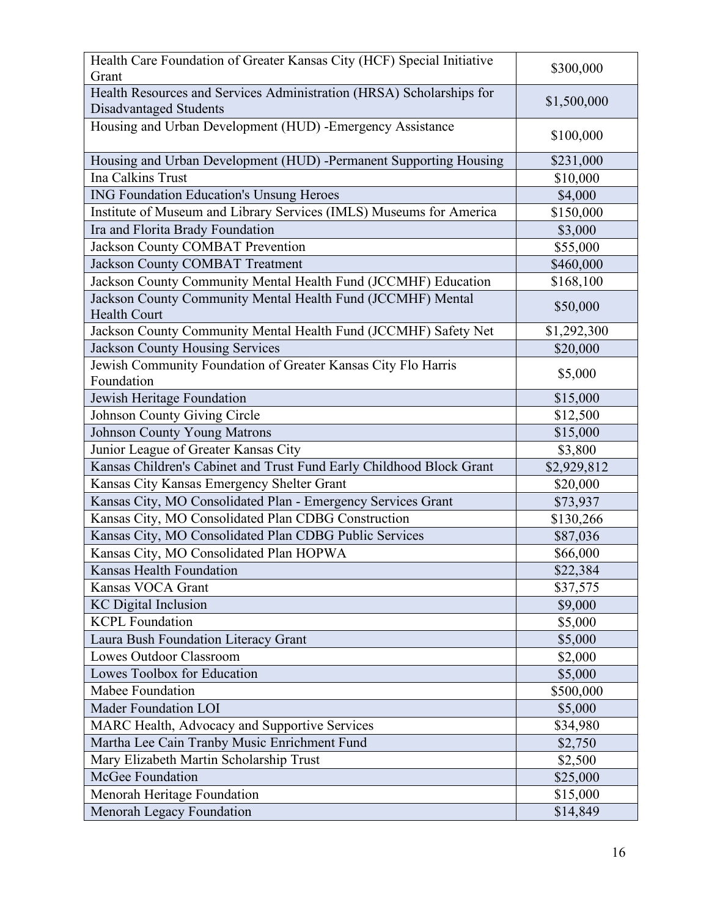| | |
|---|---|
| Health Care Foundation of Greater Kansas City (HCF) Special Initiative Grant | $300,000 |
| Health Resources and Services Administration (HRSA) Scholarships for Disadvantaged Students | $1,500,000 |
| Housing and Urban Development (HUD) -Emergency Assistance | $100,000 |
| Housing and Urban Development (HUD) -Permanent Supporting Housing | $231,000 |
| Ina Calkins Trust | $10,000 |
| ING Foundation Education's Unsung Heroes | $4,000 |
| Institute of Museum and Library Services (IMLS) Museums for America | $150,000 |
| Ira and Florita Brady Foundation | $3,000 |
| Jackson County COMBAT Prevention | $55,000 |
| Jackson County COMBAT Treatment | $460,000 |
| Jackson County Community Mental Health Fund (JCCMHF) Education | $168,100 |
| Jackson County Community Mental Health Fund (JCCMHF) Mental Health Court | $50,000 |
| Jackson County Community Mental Health Fund (JCCMHF) Safety Net | $1,292,300 |
| Jackson County Housing Services | $20,000 |
| Jewish Community Foundation of Greater Kansas City Flo Harris Foundation | $5,000 |
| Jewish Heritage Foundation | $15,000 |
| Johnson County Giving Circle | $12,500 |
| Johnson County Young Matrons | $15,000 |
| Junior League of Greater Kansas City | $3,800 |
| Kansas Children's Cabinet and Trust Fund Early Childhood Block Grant | $2,929,812 |
| Kansas City Kansas Emergency Shelter Grant | $20,000 |
| Kansas City, MO Consolidated Plan - Emergency Services Grant | $73,937 |
| Kansas City, MO Consolidated Plan CDBG Construction | $130,266 |
| Kansas City, MO Consolidated Plan CDBG Public Services | $87,036 |
| Kansas City, MO Consolidated Plan HOPWA | $66,000 |
| Kansas Health Foundation | $22,384 |
| Kansas VOCA Grant | $37,575 |
| KC Digital Inclusion | $9,000 |
| KCPL Foundation | $5,000 |
| Laura Bush Foundation Literacy Grant | $5,000 |
| Lowes Outdoor Classroom | $2,000 |
| Lowes Toolbox for Education | $5,000 |
| Mabee Foundation | $500,000 |
| Mader Foundation LOI | $5,000 |
| MARC Health, Advocacy and Supportive Services | $34,980 |
| Martha Lee Cain Tranby Music Enrichment Fund | $2,750 |
| Mary Elizabeth Martin Scholarship Trust | $2,500 |
| McGee Foundation | $25,000 |
| Menorah Heritage Foundation | $15,000 |
| Menorah Legacy Foundation | $14,849 |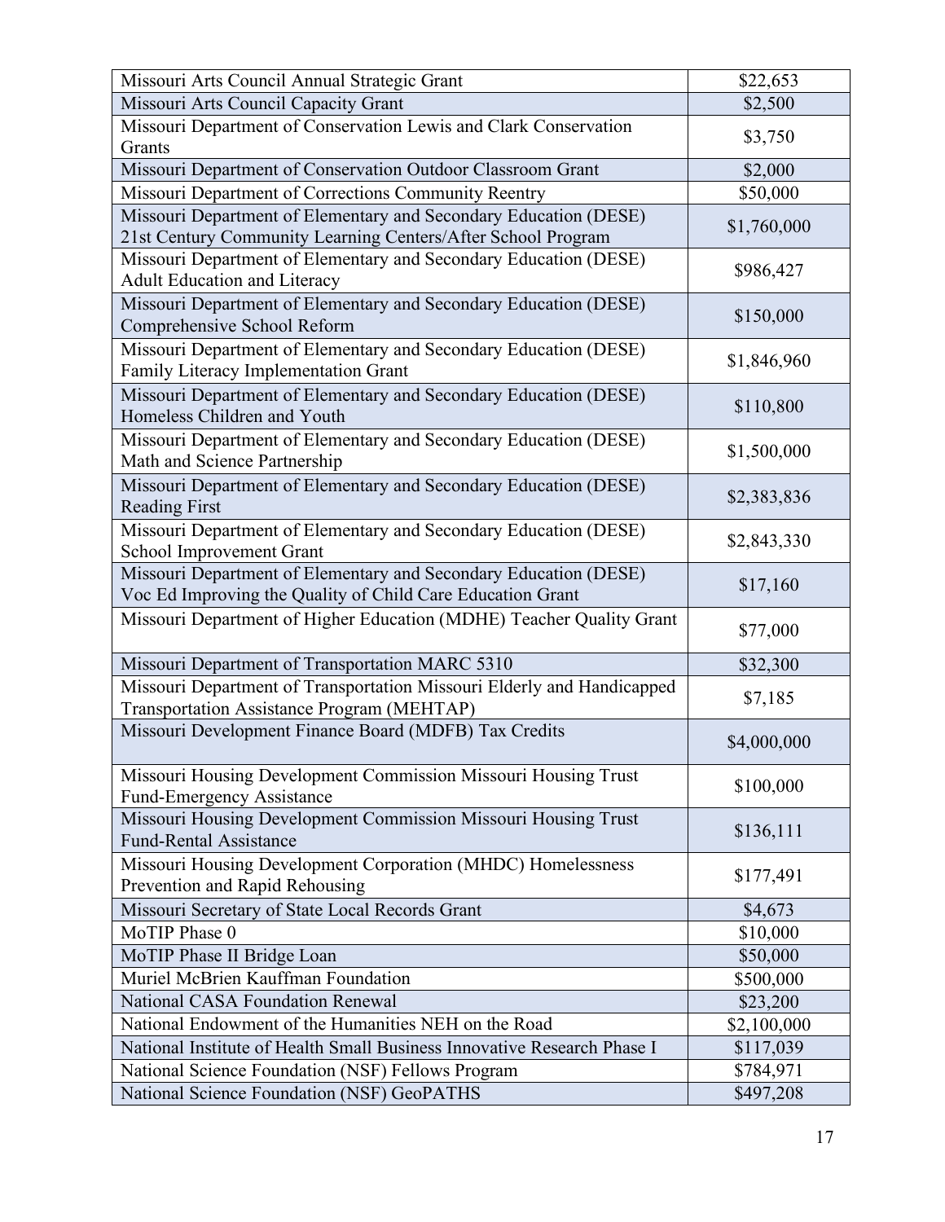| Missouri Arts Council Annual Strategic Grant | $22,653 |
|---|---|
| Missouri Arts Council Capacity Grant | $2,500 |
| Missouri Department of Conservation Lewis and Clark Conservation Grants | $3,750 |
| Missouri Department of Conservation Outdoor Classroom Grant | $2,000 |
| Missouri Department of Corrections Community Reentry | $50,000 |
| Missouri Department of Elementary and Secondary Education (DESE) 21st Century Community Learning Centers/After School Program | $1,760,000 |
| Missouri Department of Elementary and Secondary Education (DESE) Adult Education and Literacy | $986,427 |
| Missouri Department of Elementary and Secondary Education (DESE) Comprehensive School Reform | $150,000 |
| Missouri Department of Elementary and Secondary Education (DESE) Family Literacy Implementation Grant | $1,846,960 |
| Missouri Department of Elementary and Secondary Education (DESE) Homeless Children and Youth | $110,800 |
| Missouri Department of Elementary and Secondary Education (DESE) Math and Science Partnership | $1,500,000 |
| Missouri Department of Elementary and Secondary Education (DESE) Reading First | $2,383,836 |
| Missouri Department of Elementary and Secondary Education (DESE) School Improvement Grant | $2,843,330 |
| Missouri Department of Elementary and Secondary Education (DESE) Voc Ed Improving the Quality of Child Care Education Grant | $17,160 |
| Missouri Department of Higher Education (MDHE) Teacher Quality Grant | $77,000 |
| Missouri Department of Transportation MARC 5310 | $32,300 |
| Missouri Department of Transportation Missouri Elderly and Handicapped Transportation Assistance Program (MEHTAP) | $7,185 |
| Missouri Development Finance Board (MDFB) Tax Credits | $4,000,000 |
| Missouri Housing Development Commission Missouri Housing Trust Fund-Emergency Assistance | $100,000 |
| Missouri Housing Development Commission Missouri Housing Trust Fund-Rental Assistance | $136,111 |
| Missouri Housing Development Corporation (MHDC) Homelessness Prevention and Rapid Rehousing | $177,491 |
| Missouri Secretary of State Local Records Grant | $4,673 |
| MoTIP Phase 0 | $10,000 |
| MoTIP Phase II Bridge Loan | $50,000 |
| Muriel McBrien Kauffman Foundation | $500,000 |
| National CASA Foundation Renewal | $23,200 |
| National Endowment of the Humanities NEH on the Road | $2,100,000 |
| National Institute of Health Small Business Innovative Research Phase I | $117,039 |
| National Science Foundation (NSF) Fellows Program | $784,971 |
| National Science Foundation (NSF) GeoPATHS | $497,208 |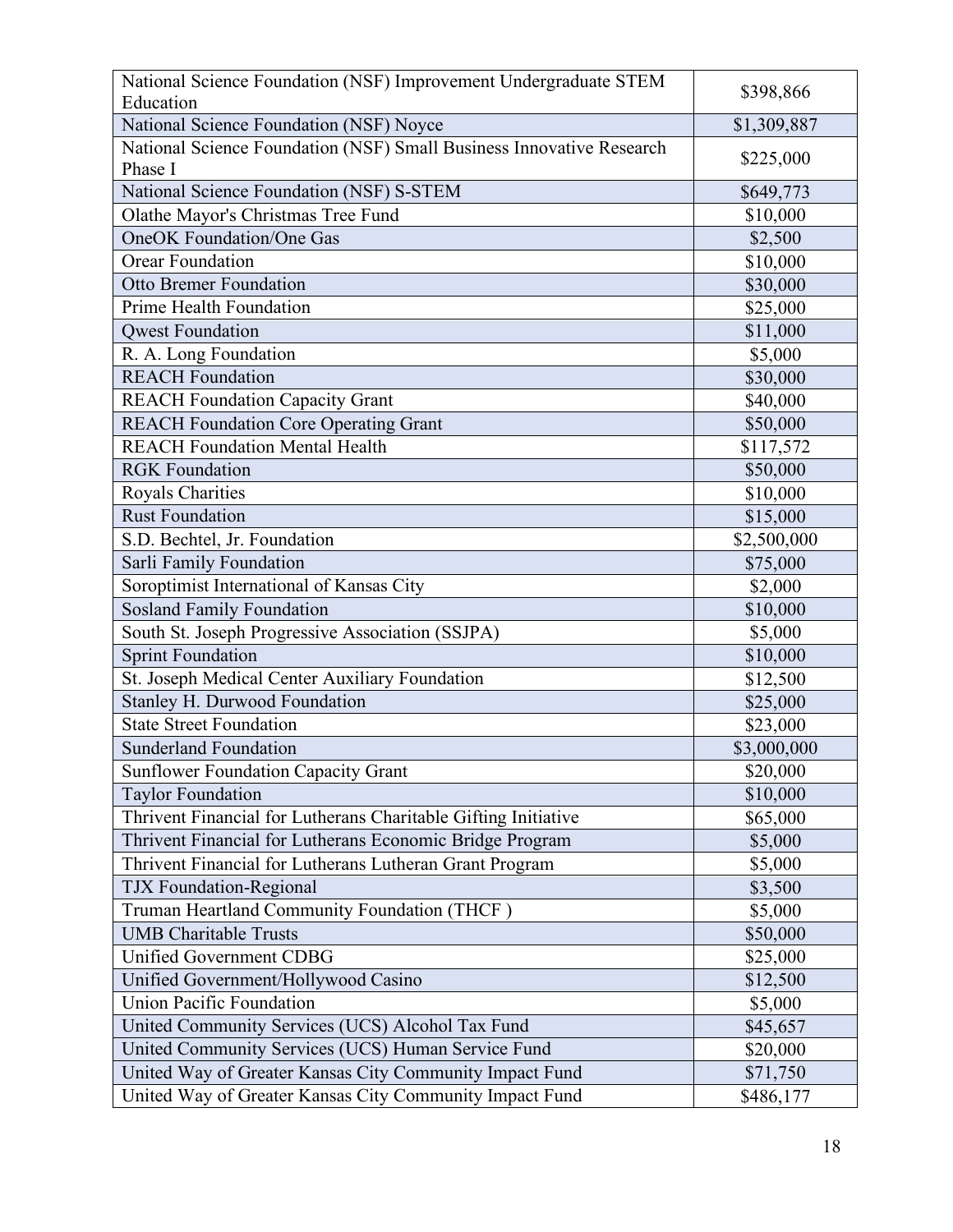| | |
|---|---|
| National Science Foundation (NSF) Improvement Undergraduate STEM Education | $398,866 |
| National Science Foundation (NSF) Noyce | $1,309,887 |
| National Science Foundation (NSF) Small Business Innovative Research Phase I | $225,000 |
| National Science Foundation (NSF) S-STEM | $649,773 |
| Olathe Mayor's Christmas Tree Fund | $10,000 |
| OneOK Foundation/One Gas | $2,500 |
| Orear Foundation | $10,000 |
| Otto Bremer Foundation | $30,000 |
| Prime Health Foundation | $25,000 |
| Qwest Foundation | $11,000 |
| R. A. Long Foundation | $5,000 |
| REACH Foundation | $30,000 |
| REACH Foundation Capacity Grant | $40,000 |
| REACH Foundation Core Operating Grant | $50,000 |
| REACH Foundation Mental Health | $117,572 |
| RGK Foundation | $50,000 |
| Royals Charities | $10,000 |
| Rust Foundation | $15,000 |
| S.D. Bechtel, Jr. Foundation | $2,500,000 |
| Sarli Family Foundation | $75,000 |
| Soroptimist International of Kansas City | $2,000 |
| Sosland Family Foundation | $10,000 |
| South St. Joseph Progressive Association (SSJPA) | $5,000 |
| Sprint Foundation | $10,000 |
| St. Joseph Medical Center Auxiliary Foundation | $12,500 |
| Stanley H. Durwood Foundation | $25,000 |
| State Street Foundation | $23,000 |
| Sunderland Foundation | $3,000,000 |
| Sunflower Foundation Capacity Grant | $20,000 |
| Taylor Foundation | $10,000 |
| Thrivent Financial for Lutherans Charitable Gifting Initiative | $65,000 |
| Thrivent Financial for Lutherans Economic Bridge Program | $5,000 |
| Thrivent Financial for Lutherans Lutheran Grant Program | $5,000 |
| TJX Foundation-Regional | $3,500 |
| Truman Heartland Community Foundation (THCF ) | $5,000 |
| UMB Charitable Trusts | $50,000 |
| Unified Government CDBG | $25,000 |
| Unified Government/Hollywood Casino | $12,500 |
| Union Pacific Foundation | $5,000 |
| United Community Services (UCS) Alcohol Tax Fund | $45,657 |
| United Community Services (UCS) Human Service Fund | $20,000 |
| United Way of Greater Kansas City Community Impact Fund | $71,750 |
| United Way of Greater Kansas City Community Impact Fund | $486,177 |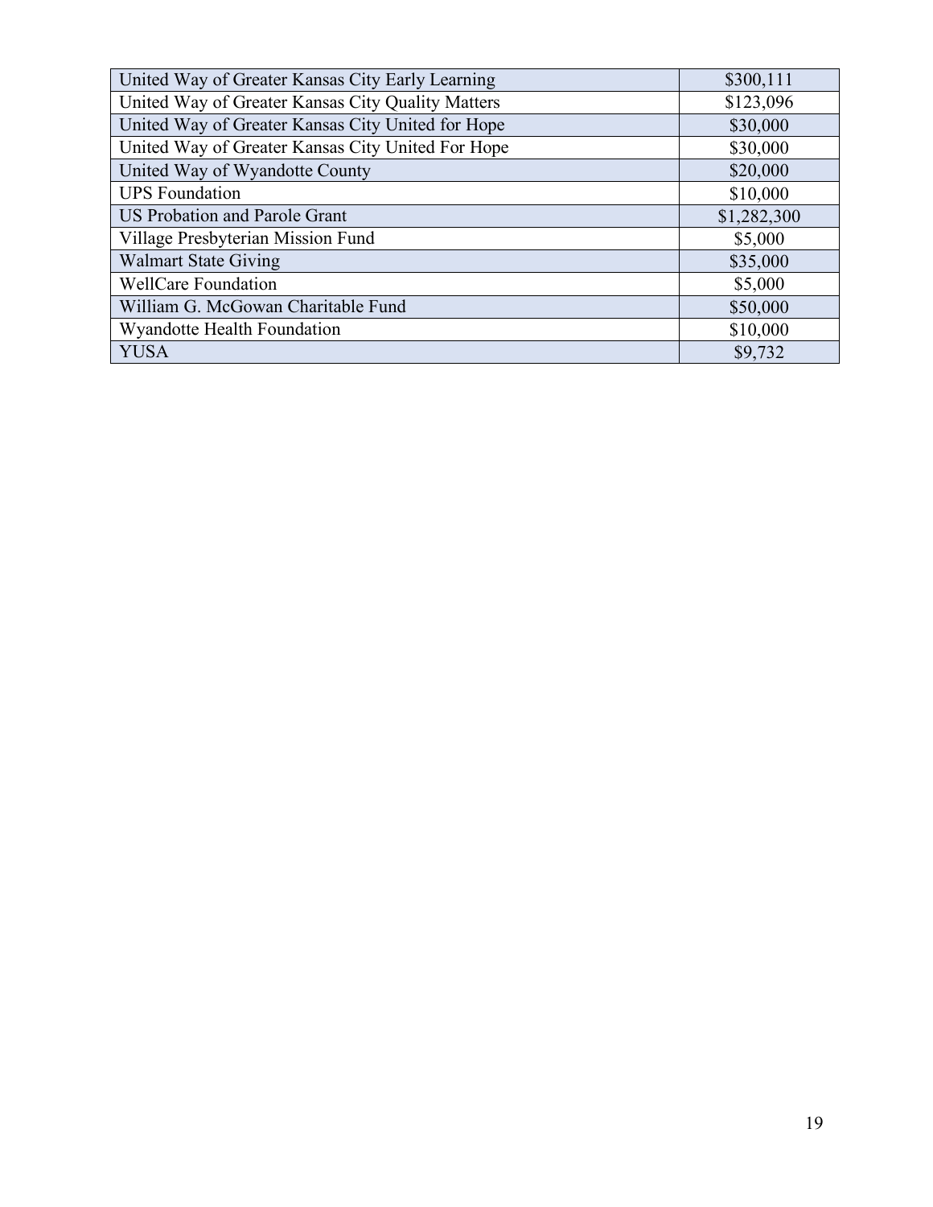| | |
|---|---|
| United Way of Greater Kansas City Early Learning | $300,111 |
| United Way of Greater Kansas City Quality Matters | $123,096 |
| United Way of Greater Kansas City United for Hope | $30,000 |
| United Way of Greater Kansas City United For Hope | $30,000 |
| United Way of Wyandotte County | $20,000 |
| UPS Foundation | $10,000 |
| US Probation and Parole Grant | $1,282,300 |
| Village Presbyterian Mission Fund | $5,000 |
| Walmart State Giving | $35,000 |
| WellCare Foundation | $5,000 |
| William G. McGowan Charitable Fund | $50,000 |
| Wyandotte Health Foundation | $10,000 |
| YUSA | $9,732 |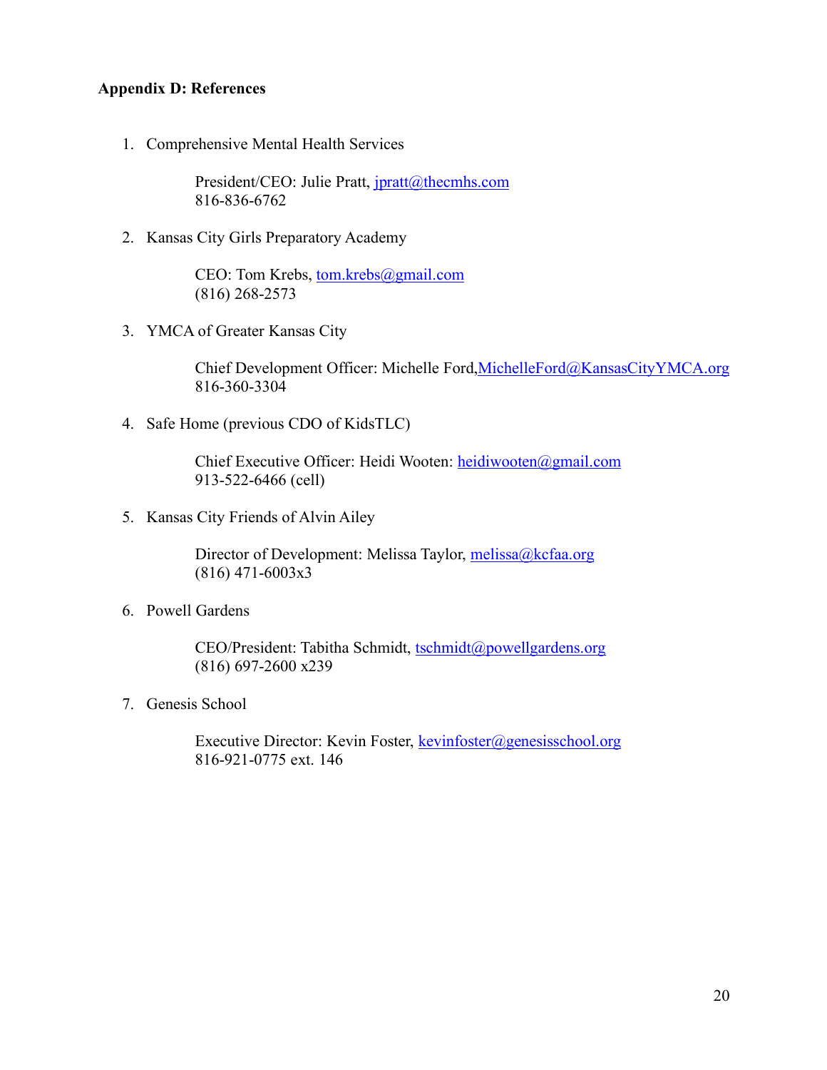**Appendix D: References**

1. Comprehensive Mental Health Services

   President/CEO: Julie Pratt, jpratt@thecmhs.com
   816-836-6762

2. Kansas City Girls Preparatory Academy

   CEO: Tom Krebs, tom.krebs@gmail.com
   (816) 268-2573

3. YMCA of Greater Kansas City

   Chief Development Officer: Michelle Ford,MichelleFord@KansasCityYMCA.org
   816-360-3304

4. Safe Home (previous CDO of KidsTLC)

   Chief Executive Officer: Heidi Wooten: heidiwooten@gmail.com
   913-522-6466 (cell)

5. Kansas City Friends of Alvin Ailey

   Director of Development: Melissa Taylor, melissa@kcfaa.org
   (816) 471-6003x3

6. Powell Gardens

   CEO/President: Tabitha Schmidt, tschmidt@powellgardens.org
   (816) 697-2600 x239

7. Genesis School

   Executive Director: Kevin Foster, kevinfoster@genesisschool.org
   816-921-0775 ext. 146